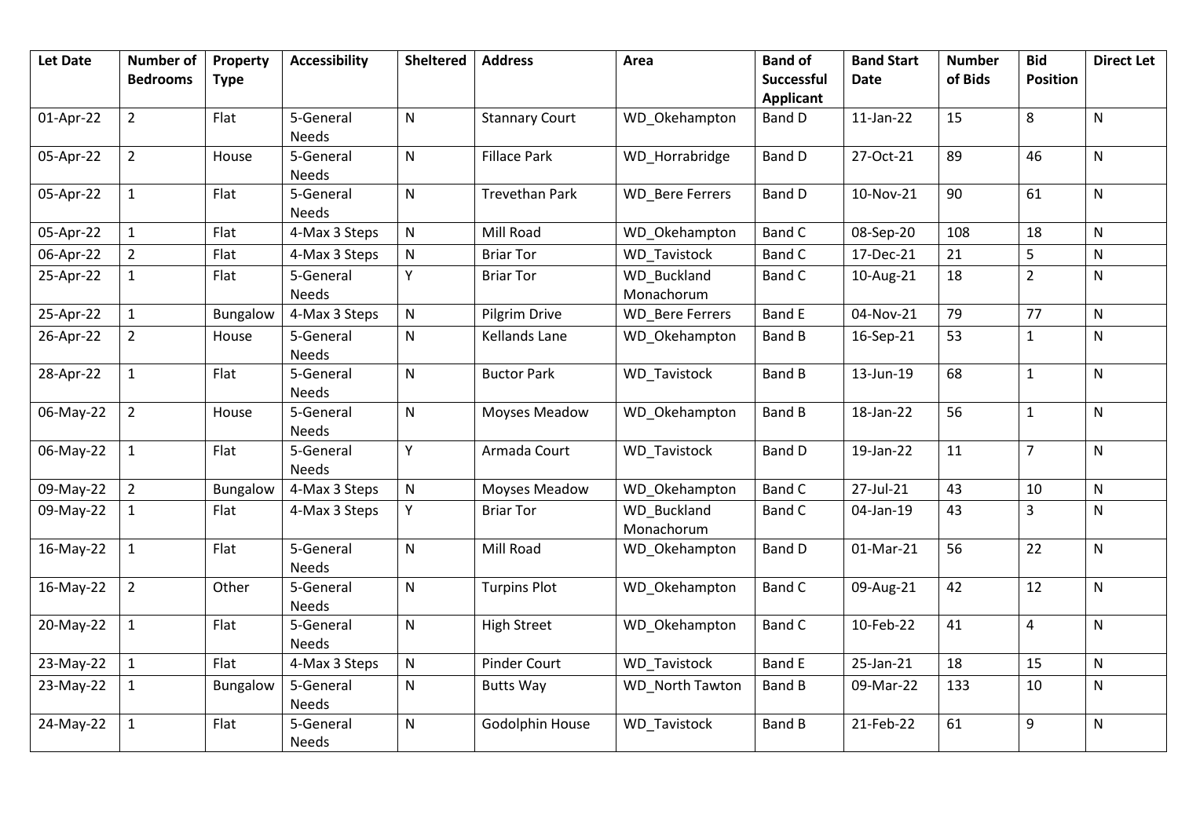| Let Date | Number of Bedrooms | Property Type | Accessibility | Sheltered | Address | Area | Band of Successful Applicant | Band Start Date | Number of Bids | Bid Position | Direct Let |
|---|---|---|---|---|---|---|---|---|---|---|---|
| 01-Apr-22 | 2 | Flat | 5-General Needs | N | Stannary Court | WD_Okehampton | Band D | 11-Jan-22 | 15 | 8 | N |
| 05-Apr-22 | 2 | House | 5-General Needs | N | Fillace Park | WD_Horrabridge | Band D | 27-Oct-21 | 89 | 46 | N |
| 05-Apr-22 | 1 | Flat | 5-General Needs | N | Trevethan Park | WD_Bere Ferrers | Band D | 10-Nov-21 | 90 | 61 | N |
| 05-Apr-22 | 1 | Flat | 4-Max 3 Steps | N | Mill Road | WD_Okehampton | Band C | 08-Sep-20 | 108 | 18 | N |
| 06-Apr-22 | 2 | Flat | 4-Max 3 Steps | N | Briar Tor | WD_Tavistock | Band C | 17-Dec-21 | 21 | 5 | N |
| 25-Apr-22 | 1 | Flat | 5-General Needs | Y | Briar Tor | WD_Buckland Monachorum | Band C | 10-Aug-21 | 18 | 2 | N |
| 25-Apr-22 | 1 | Bungalow | 4-Max 3 Steps | N | Pilgrim Drive | WD_Bere Ferrers | Band E | 04-Nov-21 | 79 | 77 | N |
| 26-Apr-22 | 2 | House | 5-General Needs | N | Kellands Lane | WD_Okehampton | Band B | 16-Sep-21 | 53 | 1 | N |
| 28-Apr-22 | 1 | Flat | 5-General Needs | N | Buctor Park | WD_Tavistock | Band B | 13-Jun-19 | 68 | 1 | N |
| 06-May-22 | 2 | House | 5-General Needs | N | Moyses Meadow | WD_Okehampton | Band B | 18-Jan-22 | 56 | 1 | N |
| 06-May-22 | 1 | Flat | 5-General Needs | Y | Armada Court | WD_Tavistock | Band D | 19-Jan-22 | 11 | 7 | N |
| 09-May-22 | 2 | Bungalow | 4-Max 3 Steps | N | Moyses Meadow | WD_Okehampton | Band C | 27-Jul-21 | 43 | 10 | N |
| 09-May-22 | 1 | Flat | 4-Max 3 Steps | Y | Briar Tor | WD_Buckland Monachorum | Band C | 04-Jan-19 | 43 | 3 | N |
| 16-May-22 | 1 | Flat | 5-General Needs | N | Mill Road | WD_Okehampton | Band D | 01-Mar-21 | 56 | 22 | N |
| 16-May-22 | 2 | Other | 5-General Needs | N | Turpins Plot | WD_Okehampton | Band C | 09-Aug-21 | 42 | 12 | N |
| 20-May-22 | 1 | Flat | 5-General Needs | N | High Street | WD_Okehampton | Band C | 10-Feb-22 | 41 | 4 | N |
| 23-May-22 | 1 | Flat | 4-Max 3 Steps | N | Pinder Court | WD_Tavistock | Band E | 25-Jan-21 | 18 | 15 | N |
| 23-May-22 | 1 | Bungalow | 5-General Needs | N | Butts Way | WD_North Tawton | Band B | 09-Mar-22 | 133 | 10 | N |
| 24-May-22 | 1 | Flat | 5-General Needs | N | Godolphin House | WD_Tavistock | Band B | 21-Feb-22 | 61 | 9 | N |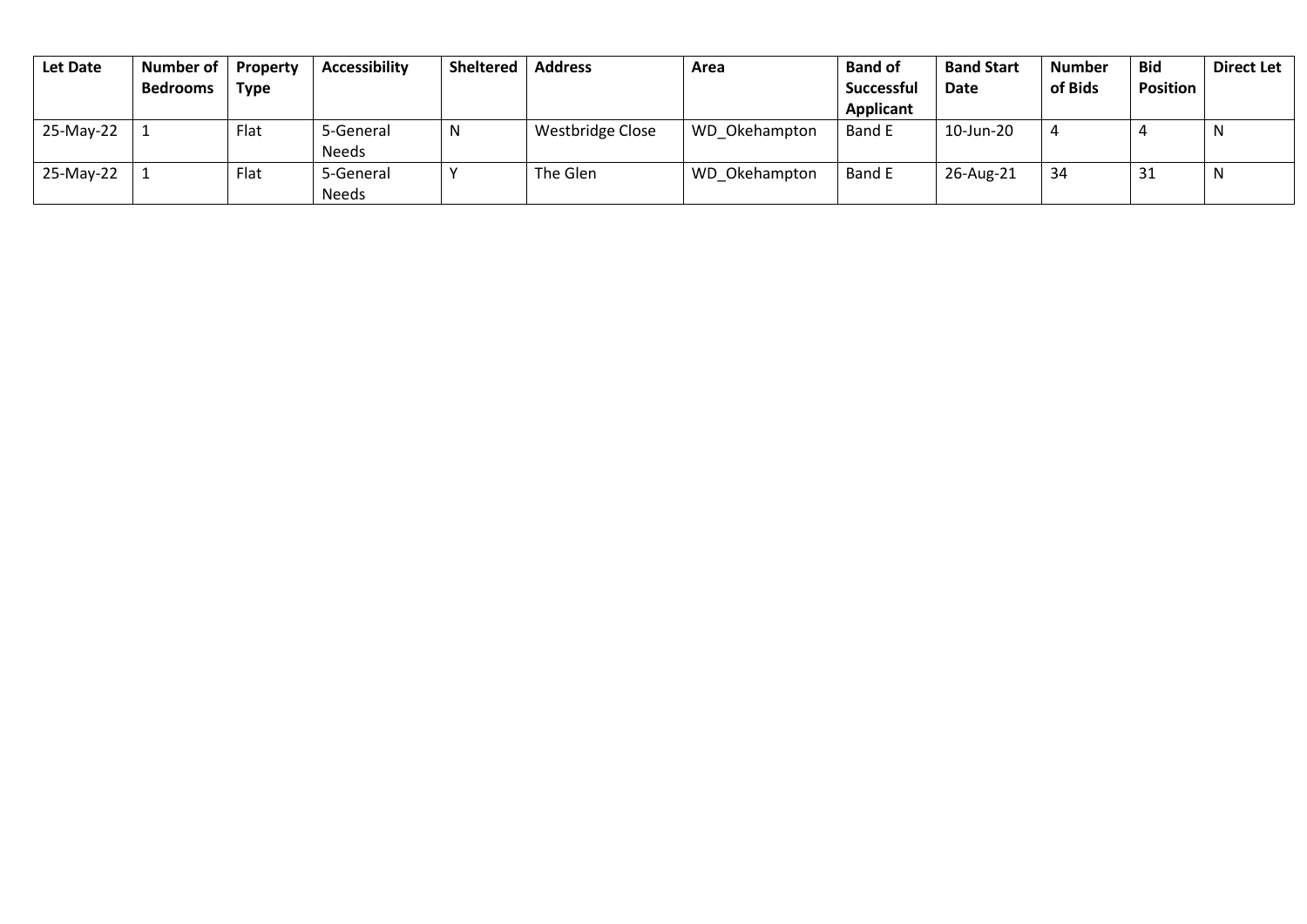| Let Date | Number of Bedrooms | Property Type | Accessibility | Sheltered | Address | Area | Band of Successful Applicant | Band Start Date | Number of Bids | Bid Position | Direct Let |
|---|---|---|---|---|---|---|---|---|---|---|---|
| 25-May-22 | 1 | Flat | 5-General Needs | N | Westbridge Close | WD_Okehampton | Band E | 10-Jun-20 | 4 | 4 | N |
| 25-May-22 | 1 | Flat | 5-General Needs | Y | The Glen | WD_Okehampton | Band E | 26-Aug-21 | 34 | 31 | N |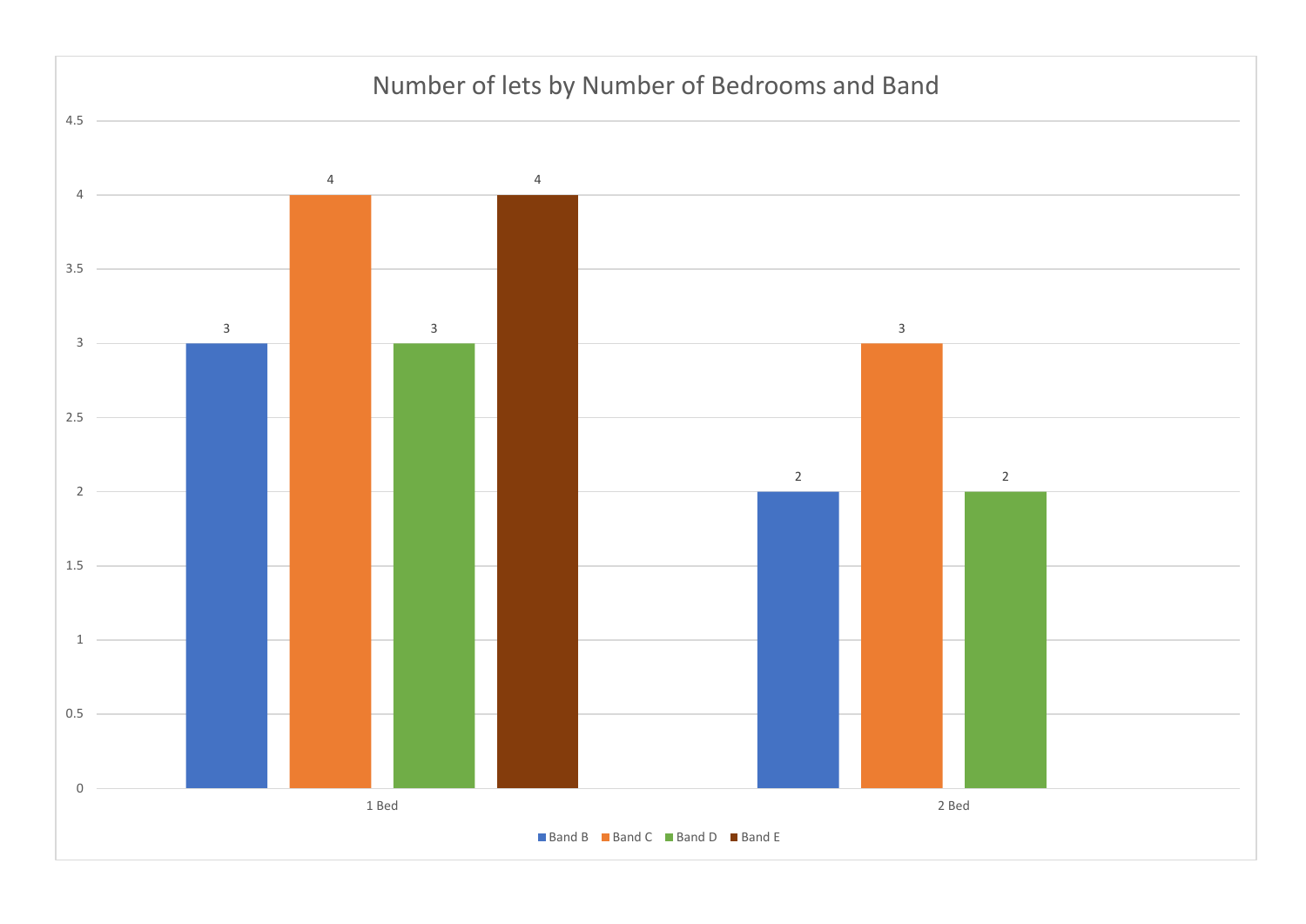## Number of lets by Number of Bedrooms and Band

| | Band B | Band C | Band D | Band E |
|---|---|---|---|---|
| 1 Bed | 3 | 4 | 3 | 4 |
| 2 Bed | 2 | 3 | 2 | |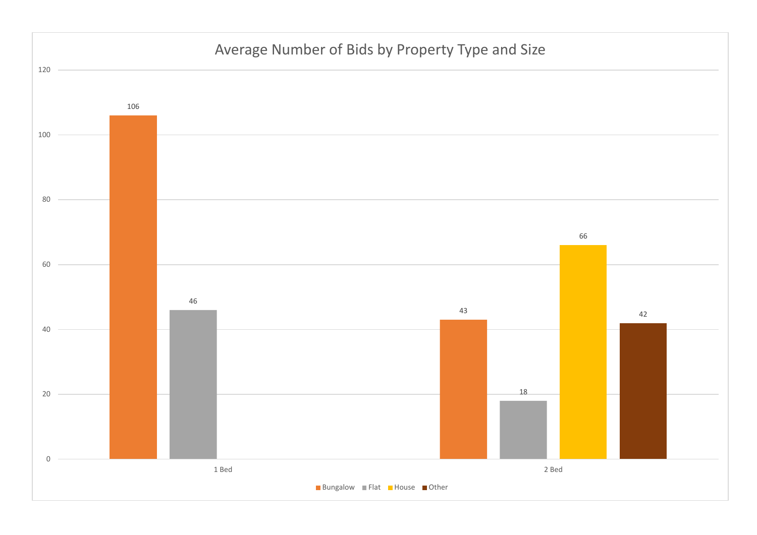Average Number of Bids by Property Type and Size

120

100

80

60

40

20

0

106

46

43

18

66

42

1 Bed

2 Bed

Bungalow Flat House Other